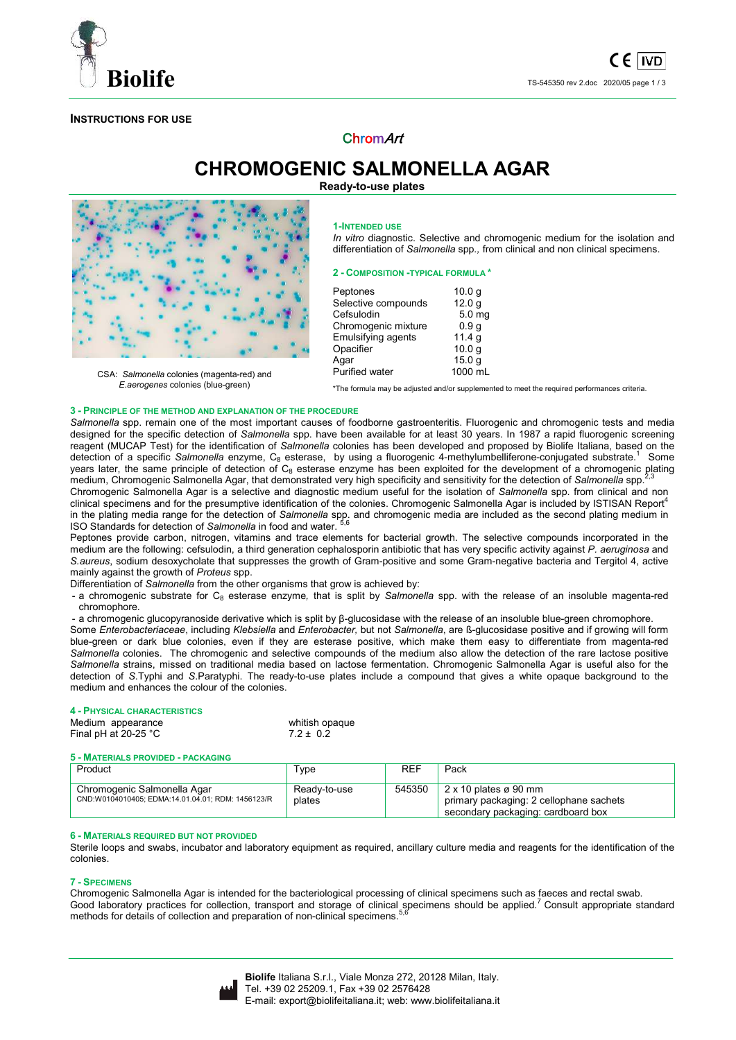**INSTRUCTIONS FOR USE**

ChromArt

# CHROMOGENIC SALMONELLA AGAR

**Ready-to-use plates**

CSA: *Salmonella* colonies (magenta-red) and *E.aerogenes* colonies (blue-green)

## 1-INTENDED USE

*In vitro* diagnostic. Selective and chromogenic medium for the isolation and differentiation of *Salmonella* spp., from clinical and non clinical specimens.

## 2 - COMPOSITION -TYPICAL FORMULA *

| | |
|---|---|
| Peptones | 10.0 g |
| Selective compounds | 12.0 g |
| Cefsulodin | 5.0 mg |
| Chromogenic mixture | 0.9 g |
| Emulsifying agents | 11.4 g |
| Opacifier | 10.0 g |
| Agar | 15.0 g |
| Purified water | 1000 mL |

*The formula may be adjusted and/or supplemented to meet the required performances criteria.

## 3 - PRINCIPLE OF THE METHOD AND EXPLANATION OF THE PROCEDURE

*Salmonella* spp. remain one of the most important causes of foodborne gastroenteritis. Fluorogenic and chromogenic tests and media designed for the specific detection of *Salmonella* spp. have been available for at least 30 years. In 1987 a rapid fluorogenic screening reagent (MUCAP Test) for the identification of *Salmonella* colonies has been developed and proposed by Biolife Italiana, based on the detection of a specific *Salmonella* enzyme, $C_8$ esterase, by using a fluorogenic 4-methylumbelliferone-conjugated substrate.[1] Some years later, the same principle of detection of $C_8$ esterase enzyme has been exploited for the development of a chromogenic plating medium, Chromogenic Salmonella Agar, that demonstrated very high specificity and sensitivity for the detection of *Salmonella* spp.[2,3]

Chromogenic Salmonella Agar is a selective and diagnostic medium useful for the isolation of *Salmonella* spp. from clinical and non clinical specimens and for the presumptive identification of the colonies. Chromogenic Salmonella Agar is included by ISTISAN Report[4] in the plating media range for the detection of *Salmonella* spp. and chromogenic media are included as the second plating medium in ISO Standards for detection of *Salmonella* in food and water.[5,6]

Peptones provide carbon, nitrogen, vitamins and trace elements for bacterial growth. The selective compounds incorporated in the medium are the following: cefsulodin, a third generation cephalosporin antibiotic that has very specific activity against *P. aeruginosa* and *S.aureus*, sodium desoxycholate that suppresses the growth of Gram-positive and some Gram-negative bacteria and Tergitol 4, active mainly against the growth of *Proteus* spp.

Differentiation of *Salmonella* from the other organisms that grow is achieved by:

- a chromogenic substrate for $C_8$ esterase enzyme, that is split by *Salmonella* spp. with the release of an insoluble magenta-red chromophore.
- a chromogenic glucopyranoside derivative which is split by β-glucosidase with the release of an insoluble blue-green chromophore.

Some *Enterobacteriaceae*, including *Klebsiella* and *Enterobacter,* but not *Salmonella*, are ß-glucosidase positive and if growing will form blue-green or dark blue colonies, even if they are esterase positive, which make them easy to differentiate from magenta-red *Salmonella* colonies. The chromogenic and selective compounds of the medium also allow the detection of the rare lactose positive *Salmonella* strains, missed on traditional media based on lactose fermentation. Chromogenic Salmonella Agar is useful also for the detection of *S*.Typhi and *S*.Paratyphi. The ready-to-use plates include a compound that gives a white opaque background to the medium and enhances the colour of the colonies.

## 4 - PHYSICAL CHARACTERISTICS

| | |
|---|---|
| Medium appearance | whitish opaque |
| Final pH at 20-25 °C | 7.2 ± 0.2 |

## 5 - MATERIALS PROVIDED - PACKAGING

| Product | Type | REF | Pack |
|---|---|---|---|
| Chromogenic Salmonella Agar<br>CND:W0104010405; EDMA:14.01.04.01; RDM: 1456123/R | Ready-to-use plates | 545350 | 2 x 10 plates ø 90 mm<br>primary packaging: 2 cellophane sachets<br>secondary packaging: cardboard box |

## 6 - MATERIALS REQUIRED BUT NOT PROVIDED

Sterile loops and swabs, incubator and laboratory equipment as required, ancillary culture media and reagents for the identification of the colonies.

## 7 - SPECIMENS

Chromogenic Salmonella Agar is intended for the bacteriological processing of clinical specimens such as faeces and rectal swab.
Good laboratory practices for collection, transport and storage of clinical specimens should be applied.[7] Consult appropriate standard methods for details of collection and preparation of non-clinical specimens.[5,6]

**Biolife** Italiana S.r.l., Viale Monza 272, 20128 Milan, Italy.
Tel. +39 02 25209.1, Fax +39 02 2576428
E-mail: export@biolifeitaliana.it; web: www.biolifeitaliana.it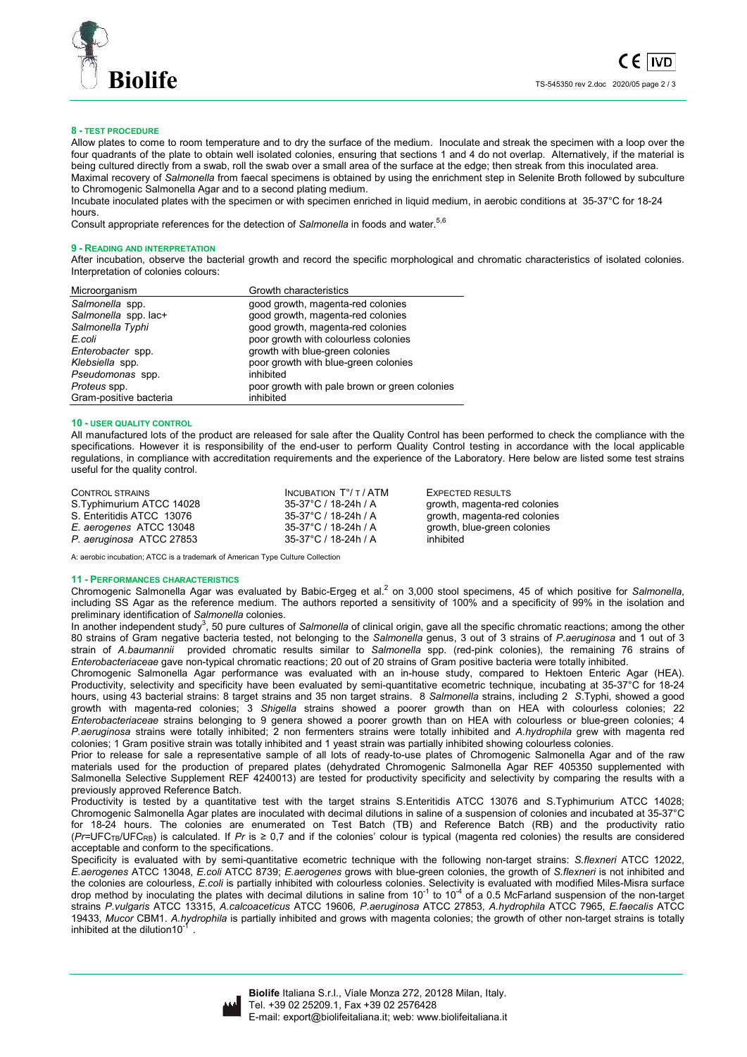### 8 - TEST PROCEDURE

Allow plates to come to room temperature and to dry the surface of the medium. Inoculate and streak the specimen with a loop over the four quadrants of the plate to obtain well isolated colonies, ensuring that sections 1 and 4 do not overlap. Alternatively, if the material is being cultured directly from a swab, roll the swab over a small area of the surface at the edge; then streak from this inoculated area.

Maximal recovery of *Salmonella* from faecal specimens is obtained by using the enrichment step in Selenite Broth followed by subculture to Chromogenic Salmonella Agar and to a second plating medium.

Incubate inoculated plates with the specimen or with specimen enriched in liquid medium, in aerobic conditions at 35-37°C for 18-24 hours.

Consult appropriate references for the detection of *Salmonella* in foods and water.[5,6]

### 9 - READING AND INTERPRETATION

After incubation, observe the bacterial growth and record the specific morphological and chromatic characteristics of isolated colonies. Interpretation of colonies colours:

| Microorganism | Growth characteristics |
|---|---|
| *Salmonella* spp. | good growth, magenta-red colonies |
| *Salmonella* spp. lac+ | good growth, magenta-red colonies |
| *Salmonella* Typhi | good growth, magenta-red colonies |
| *E.coli* | poor growth with colourless colonies |
| *Enterobacter* spp. | growth with blue-green colonies |
| *Klebsiella* spp. | poor growth with blue-green colonies |
| *Pseudomonas* spp. | inhibited |
| *Proteus* spp. | poor growth with pale brown or green colonies |
| Gram-positive bacteria | inhibited |

### 10 - USER QUALITY CONTROL

All manufactured lots of the product are released for sale after the Quality Control has been performed to check the compliance with the specifications. However it is responsibility of the end-user to perform Quality Control testing in accordance with the local applicable regulations, in compliance with accreditation requirements and the experience of the Laboratory. Here below are listed some test strains useful for the quality control.

| CONTROL STRAINS | INCUBATION T°/ T / ATM | EXPECTED RESULTS |
|---|---|---|
| S.Typhimurium ATCC 14028 | 35-37°C / 18-24h / A | growth, magenta-red colonies |
| S. Enteritidis ATCC 13076 | 35-37°C / 18-24h / A | growth, magenta-red colonies |
| *E. aerogenes* ATCC 13048 | 35-37°C / 18-24h / A | growth, blue-green colonies |
| *P. aeruginosa* ATCC 27853 | 35-37°C / 18-24h / A | inhibited |

A: aerobic incubation; ATCC is a trademark of American Type Culture Collection

### 11 - PERFORMANCES CHARACTERISTICS

Chromogenic Salmonella Agar was evaluated by Babic-Ergeg et al.[2] on 3,000 stool specimens, 45 of which positive for *Salmonella*, including SS Agar as the reference medium. The authors reported a sensitivity of 100% and a specificity of 99% in the isolation and preliminary identification of *Salmonella* colonies.

In another independent study[3], 50 pure cultures of *Salmonella* of clinical origin, gave all the specific chromatic reactions; among the other 80 strains of Gram negative bacteria tested, not belonging to the *Salmonella* genus, 3 out of 3 strains of *P.aeruginosa* and 1 out of 3 strain of *A.baumannii* provided chromatic results similar to *Salmonella* spp. (red-pink colonies), the remaining 76 strains of *Enterobacteriaceae* gave non-typical chromatic reactions; 20 out of 20 strains of Gram positive bacteria were totally inhibited.

Chromogenic Salmonella Agar performance was evaluated with an in-house study, compared to Hektoen Enteric Agar (HEA). Productivity, selectivity and specificity have been evaluated by semi-quantitative ecometric technique, incubating at 35-37°C for 18-24 hours, using 43 bacterial strains: 8 target strains and 35 non target strains. 8 *Salmonella* strains, including 2 *S*.Typhi, showed a good growth with magenta-red colonies; 3 *Shigella* strains showed a poorer growth than on HEA with colourless colonies; 22 *Enterobacteriaceae* strains belonging to 9 genera showed a poorer growth than on HEA with colourless or blue-green colonies; 4 *P.aeruginosa* strains were totally inhibited; 2 non fermenters strains were totally inhibited and *A.hydrophila* grew with magenta red colonies; 1 Gram positive strain was totally inhibited and 1 yeast strain was partially inhibited showing colourless colonies.

Prior to release for sale a representative sample of all lots of ready-to-use plates of Chromogenic Salmonella Agar and of the raw materials used for the production of prepared plates (dehydrated Chromogenic Salmonella Agar REF 405350 supplemented with Salmonella Selective Supplement REF 4240013) are tested for productivity specificity and selectivity by comparing the results with a previously approved Reference Batch.

Productivity is tested by a quantitative test with the target strains S.Enteritidis ATCC 13076 and S.Typhimurium ATCC 14028; Chromogenic Salmonella Agar plates are inoculated with decimal dilutions in saline of a suspension of colonies and incubated at 35-37°C for 18-24 hours. The colonies are enumerated on Test Batch (TB) and Reference Batch (RB) and the productivity ratio ($Pr$=$UFC_{TB}/UFC_{RB}$) is calculated. If $Pr$ is ≥ 0,7 and if the colonies' colour is typical (magenta red colonies) the results are considered acceptable and conform to the specifications.

Specificity is evaluated with by semi-quantitative ecometric technique with the following non-target strains: *S.flexneri* ATCC 12022, *E.aerogenes* ATCC 13048, *E.coli* ATCC 8739; *E.aerogenes* grows with blue-green colonies, the growth of *S.flexneri* is not inhibited and the colonies are colourless, *E.coli* is partially inhibited with colourless colonies. Selectivity is evaluated with modified Miles-Misra surface drop method by inoculating the plates with decimal dilutions in saline from $10^{-1}$ to $10^{-4}$ of a 0.5 McFarland suspension of the non-target strains *P.vulgaris* ATCC 13315, *A.calcoaceticus* ATCC 19606, *P.aeruginosa* ATCC 27853, *A.hydrophila* ATCC 7965, *E.faecalis* ATCC 19433, *Mucor* CBM1. *A.hydrophila* is partially inhibited and grows with magenta colonies; the growth of other non-target strains is totally inhibited at the dilution$10^{-1}$ .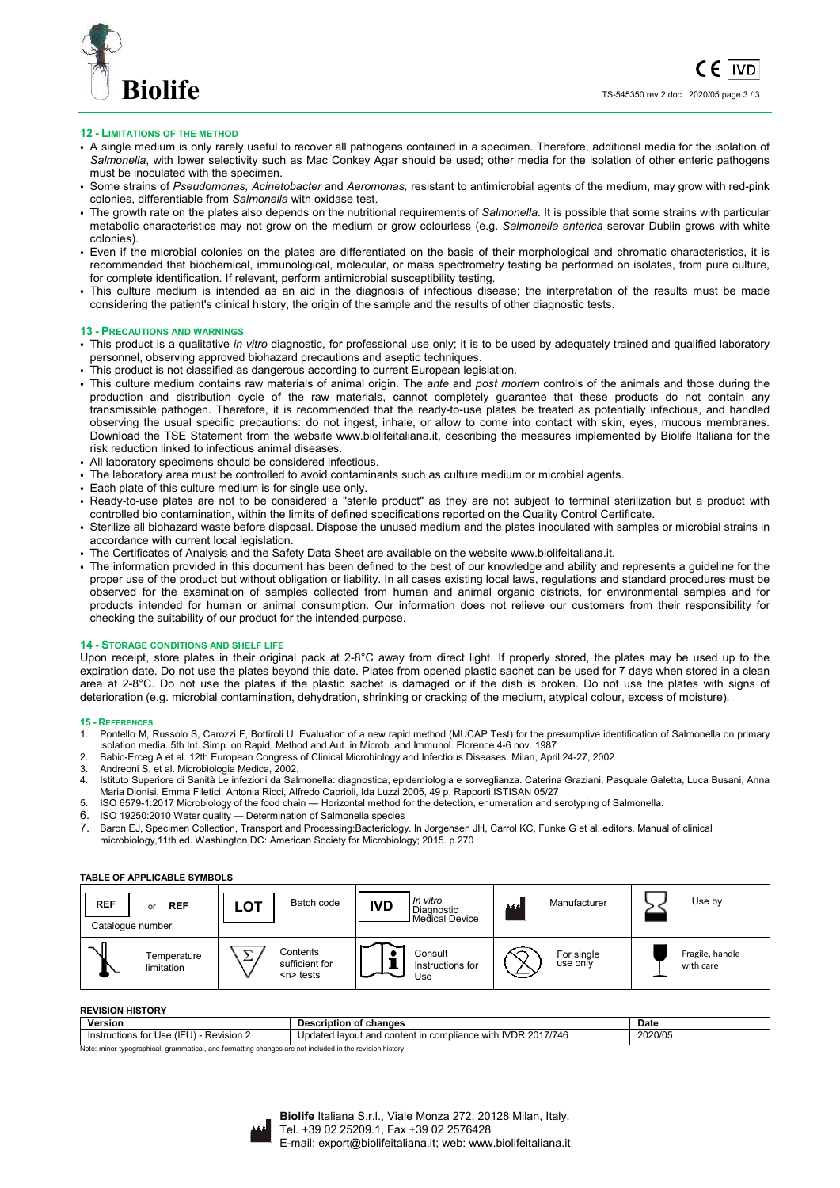## 12 - LIMITATIONS OF THE METHOD

- A single medium is only rarely useful to recover all pathogens contained in a specimen. Therefore, additional media for the isolation of *Salmonella*, with lower selectivity such as Mac Conkey Agar should be used; other media for the isolation of other enteric pathogens must be inoculated with the specimen.
- Some strains of *Pseudomonas*, *Acinetobacter* and *Aeromonas,* resistant to antimicrobial agents of the medium, may grow with red-pink colonies, differentiable from *Salmonella* with oxidase test.
- The growth rate on the plates also depends on the nutritional requirements of *Salmonella*. It is possible that some strains with particular metabolic characteristics may not grow on the medium or grow colourless (e.g. *Salmonella enterica* serovar Dublin grows with white colonies).
- Even if the microbial colonies on the plates are differentiated on the basis of their morphological and chromatic characteristics, it is recommended that biochemical, immunological, molecular, or mass spectrometry testing be performed on isolates, from pure culture, for complete identification. If relevant, perform antimicrobial susceptibility testing.
- This culture medium is intended as an aid in the diagnosis of infectious disease; the interpretation of the results must be made considering the patient's clinical history, the origin of the sample and the results of other diagnostic tests.

## 13 - PRECAUTIONS AND WARNINGS

- This product is a qualitative *in vitro* diagnostic, for professional use only; it is to be used by adequately trained and qualified laboratory personnel, observing approved biohazard precautions and aseptic techniques.
- This product is not classified as dangerous according to current European legislation.
- This culture medium contains raw materials of animal origin. The *ante* and *post mortem* controls of the animals and those during the production and distribution cycle of the raw materials, cannot completely guarantee that these products do not contain any transmissible pathogen. Therefore, it is recommended that the ready-to-use plates be treated as potentially infectious, and handled observing the usual specific precautions: do not ingest, inhale, or allow to come into contact with skin, eyes, mucous membranes. Download the TSE Statement from the website www.biolifeitaliana.it, describing the measures implemented by Biolife Italiana for the risk reduction linked to infectious animal diseases.
- All laboratory specimens should be considered infectious.
- The laboratory area must be controlled to avoid contaminants such as culture medium or microbial agents.
- Each plate of this culture medium is for single use only.
- Ready-to-use plates are not to be considered a "sterile product" as they are not subject to terminal sterilization but a product with controlled bio contamination, within the limits of defined specifications reported on the Quality Control Certificate.
- Sterilize all biohazard waste before disposal. Dispose the unused medium and the plates inoculated with samples or microbial strains in accordance with current local legislation.
- The Certificates of Analysis and the Safety Data Sheet are available on the website www.biolifeitaliana.it.
- The information provided in this document has been defined to the best of our knowledge and ability and represents a guideline for the proper use of the product but without obligation or liability. In all cases existing local laws, regulations and standard procedures must be observed for the examination of samples collected from human and animal organic districts, for environmental samples and for products intended for human or animal consumption. Our information does not relieve our customers from their responsibility for checking the suitability of our product for the intended purpose.

## 14 - STORAGE CONDITIONS AND SHELF LIFE

Upon receipt, store plates in their original pack at 2-8°C away from direct light. If properly stored, the plates may be used up to the expiration date. Do not use the plates beyond this date. Plates from opened plastic sachet can be used for 7 days when stored in a clean area at 2-8°C. Do not use the plates if the plastic sachet is damaged or if the dish is broken. Do not use the plates with signs of deterioration (e.g. microbial contamination, dehydration, shrinking or cracking of the medium, atypical colour, excess of moisture).

## 15 - REFERENCES

1. Pontello M, Russolo S, Carozzi F, Bottiroli U. Evaluation of a new rapid method (MUCAP Test) for the presumptive identification of Salmonella on primary isolation media. 5th Int. Simp. on Rapid Method and Aut. in Microb. and Immunol. Florence 4-6 nov. 1987
2. Babic-Erceg A et al. 12th European Congress of Clinical Microbiology and Infectious Diseases. Milan, April 24-27, 2002
3. Andreoni S. et al. Microbiologia Medica, 2002.
4. Istituto Superiore di Sanità Le infezioni da Salmonella: diagnostica, epidemiologia e sorveglianza. Caterina Graziani, Pasquale Galetta, Luca Busani, Anna Maria Dionisi, Emma Filetici, Antonia Ricci, Alfredo Caprioli, Ida Luzzi 2005, 49 p. Rapporti ISTISAN 05/27
5. ISO 6579-1:2017 Microbiology of the food chain — Horizontal method for the detection, enumeration and serotyping of Salmonella.
6. ISO 19250:2010 Water quality — Determination of Salmonella species
7. Baron EJ, Specimen Collection, Transport and Processing:Bacteriology. In Jorgensen JH, Carrol KC, Funke G et al. editors. Manual of clinical microbiology,11th ed. Washington,DC: American Society for Microbiology; 2015. p.270

**TABLE OF APPLICABLE SYMBOLS**

| | | | | | | | | | |
|---|---|---|---|---|---|---|---|---|---|
| REF or REF | Catalogue number | LOT | Batch code | IVD | *In vitro* Diagnostic Medical Device | | Manufacturer | | Use by |
| | Temperature limitation | | Contents sufficient for <n> tests | | Consult Instructions for Use | | For single use only | | Fragile, handle with care |

**REVISION HISTORY**

| Version | Description of changes | Date |
|---|---|---|
| Instructions for Use (IFU) - Revision 2 | Updated layout and content in compliance with IVDR 2017/746 | 2020/05 |

Note: minor typographical, grammatical, and formatting changes are not included in the revision history.

**Biolife** Italiana S.r.l., Viale Monza 272, 20128 Milan, Italy.
Tel. +39 02 25209.1, Fax +39 02 2576428
E-mail: export@biolifeitaliana.it; web: www.biolifeitaliana.it